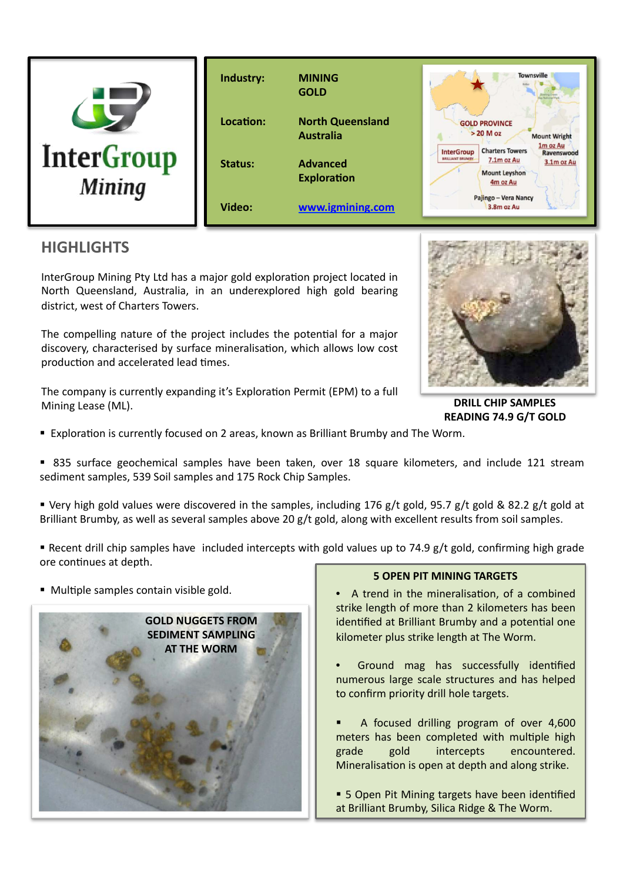# InterGroup Mining

| | |
|---|---|
| **Industry:** | **MINING GOLD** |
| **Location:** | **North Queensland Australia** |
| **Status:** | **Advanced Exploration** |
| **Video:** | **www.igmining.com** |

## HIGHLIGHTS

InterGroup Mining Pty Ltd has a major gold exploration project located in North Queensland, Australia, in an underexplored high gold bearing district, west of Charters Towers.

The compelling nature of the project includes the potential for a major discovery, characterised by surface mineralisation, which allows low cost production and accelerated lead times.

The company is currently expanding it's Exploration Permit (EPM) to a full Mining Lease (ML).

**DRILL CHIP SAMPLES READING 74.9 G/T GOLD**

- Exploration is currently focused on 2 areas, known as Brilliant Brumby and The Worm.
- 835 surface geochemical samples have been taken, over 18 square kilometers, and include 121 stream sediment samples, 539 Soil samples and 175 Rock Chip Samples.
- Very high gold values were discovered in the samples, including 176 g/t gold, 95.7 g/t gold & 82.2 g/t gold at Brilliant Brumby, as well as several samples above 20 g/t gold, along with excellent results from soil samples.
- Recent drill chip samples have included intercepts with gold values up to 74.9 g/t gold, confirming high grade ore continues at depth.
- Multiple samples contain visible gold.

**GOLD NUGGETS FROM SEDIMENT SAMPLING AT THE WORM**

### 5 OPEN PIT MINING TARGETS

- A trend in the mineralisation, of a combined strike length of more than 2 kilometers has been identified at Brilliant Brumby and a potential one kilometer plus strike length at The Worm.
- Ground mag has successfully identified numerous large scale structures and has helped to confirm priority drill hole targets.
- A focused drilling program of over 4,600 meters has been completed with multiple high grade gold intercepts encountered. Mineralisation is open at depth and along strike.
- 5 Open Pit Mining targets have been identified at Brilliant Brumby, Silica Ridge & The Worm.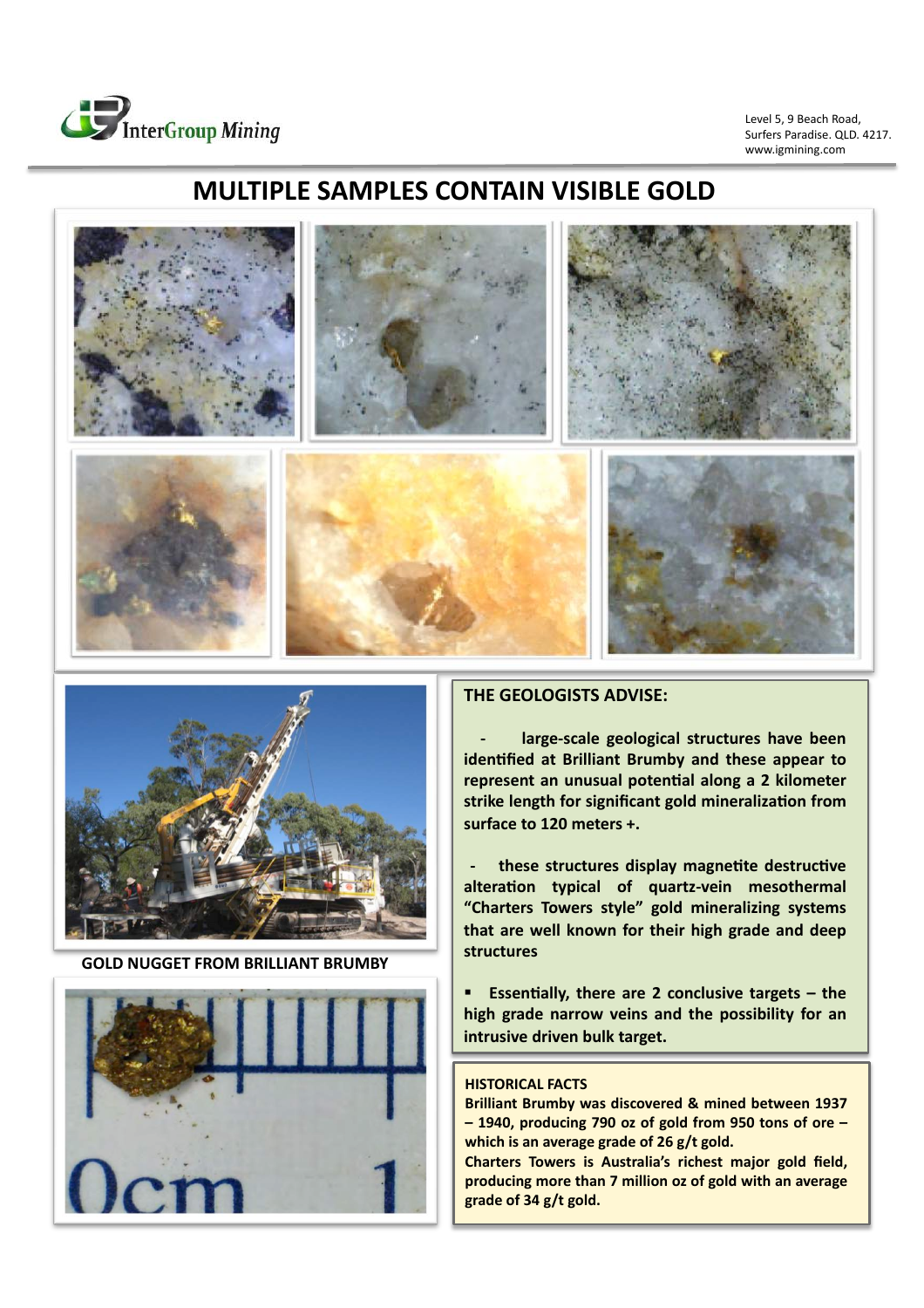# MULTIPLE SAMPLES CONTAIN VISIBLE GOLD

GOLD NUGGET FROM BRILLIANT BRUMBY

**THE GEOLOGISTS ADVISE:**

- **large-scale geological structures have been identified at Brilliant Brumby and these appear to represent an unusual potential along a 2 kilometer strike length for significant gold mineralization from surface to 120 meters +.**

- **these structures display magnetite destructive alteration typical of quartz-vein mesothermal "Charters Towers style" gold mineralizing systems that are well known for their high grade and deep structures**

- **Essentially, there are 2 conclusive targets – the high grade narrow veins and the possibility for an intrusive driven bulk target.**

**HISTORICAL FACTS**

**Brilliant Brumby was discovered & mined between 1937 – 1940, producing 790 oz of gold from 950 tons of ore – which is an average grade of 26 g/t gold.**

**Charters Towers is Australia's richest major gold field, producing more than 7 million oz of gold with an average grade of 34 g/t gold.**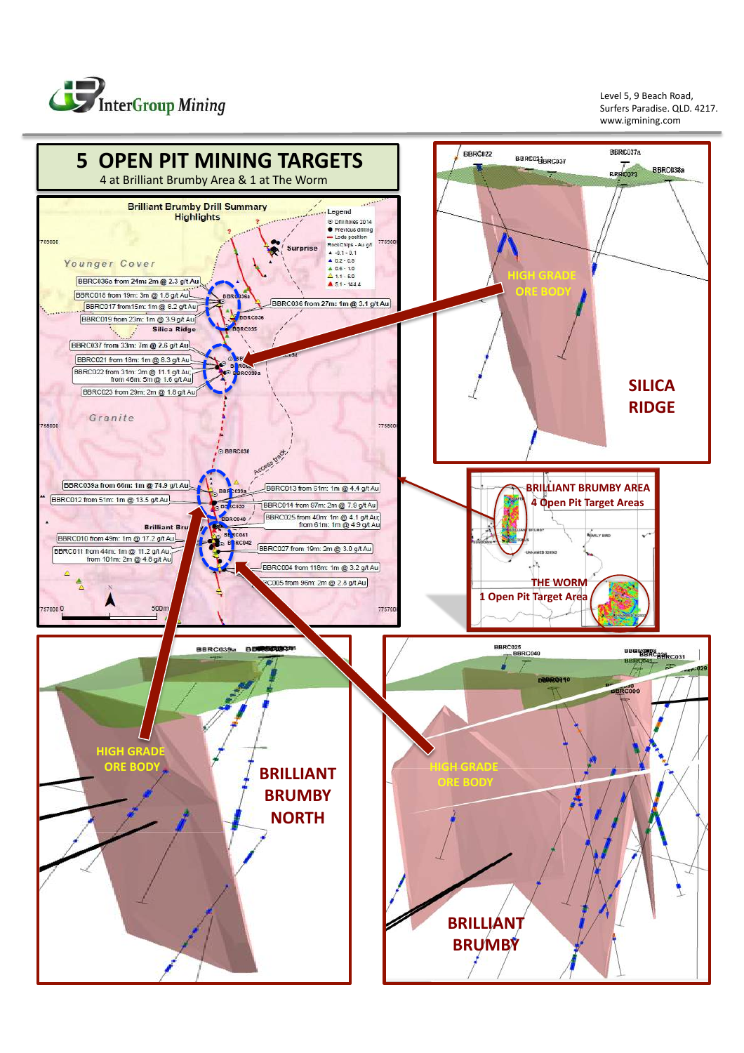InterGroup Mining

Level 5, 9 Beach Road,
Surfers Paradise. QLD. 4217.
www.igmining.com

# 5 OPEN PIT MINING TARGETS

4 at Brilliant Brumby Area & 1 at The Worm

Brilliant Brumby Drill Summary Highlights

Legend
Drill holes 2014
Previous drilling
Lode position
RockChips - Au g/t
-0.1 - 0.1
0.2 - 0.5
0.6 - 1.0
1.1 - 5.0
5.1 - 144.4

Younger Cover

Surprise

BBRC036a from 24m: 2m @ 2.3 g/t Au
BBRC018 from 19m: 3m @ 1.8 g/t Au
BBRC017 from15m: 1m @ 8.2 g/t Au
BBRC019 from 23m: 1m @ 3.9 g/t Au
BBRC036 from 27m: 1m @ 3.1 g/t Au

Silica Ridge

BBRC037 from 33m: 7m @ 2.6 g/t Au
BBRC021 from 18m: 1m @ 8.3 g/t Au
BBRC022 from 31m: 2m @ 11.1 g/t Au; from 46m: 5m @ 1.6 g/t Au
BBRC023 from 29m: 2m @ 1.8 g/t Au

Granite

Access track

BBRC039a from 66m: 1m @ 74.9 g/t Au
BBRC012 from 51m: 1m @ 13.5 g/t Au
BBRC013 from 81m: 1m @ 4.4 g/t Au
BBRC014 from 97m: 2m @ 7.0 g/t Au
BBRC025 from 40m: 1m @ 4.1 g/t Au; from 61m: 1m @ 4.9 g/t Au

Brilliant Brumby

BBRC010 from 49m: 1m @ 17.2 g/t Au
BBRC011 from 44m: 1m @ 11.2 g/t Au; from 101m: 2m @ 4.8 g/t Au
BBRC027 from 19m: 2m @ 3.0 g/t Au
BBRC004 from 118m: 1m @ 3.2 g/t Au
BBRC005 from 96m: 2m @ 2.8 g/t Au

0 500m

HIGH GRADE ORE BODY

SILICA RIDGE

BRILLIANT BRUMBY AREA
4 Open Pit Target Areas

THE WORM
1 Open Pit Target Area

HIGH GRADE ORE BODY

BRILLIANT BRUMBY NORTH

HIGH GRADE ORE BODY

BRILLIANT BRUMBY